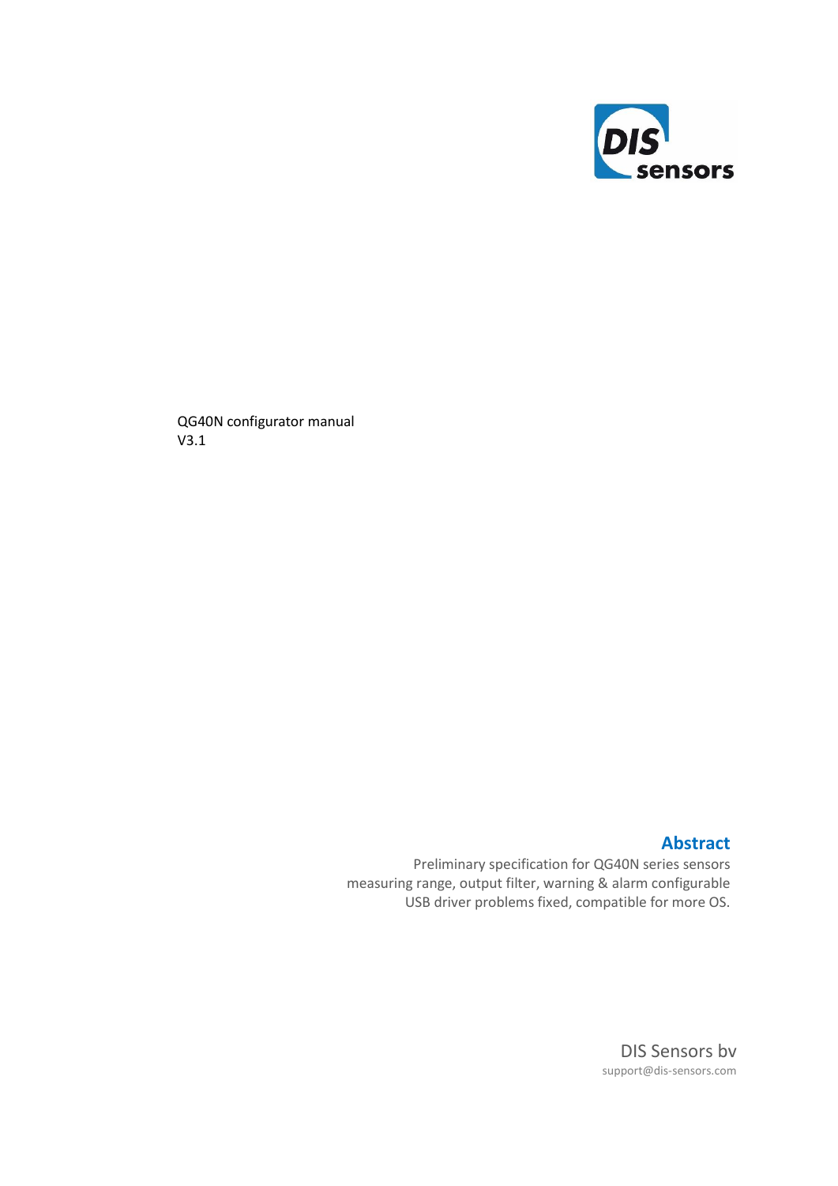DIS sensors

QG40N configurator manual
V3.1

## Abstract

Preliminary specification for QG40N series sensors
measuring range, output filter, warning & alarm configurable
USB driver problems fixed, compatible for more OS.

DIS Sensors bv
support@dis-sensors.com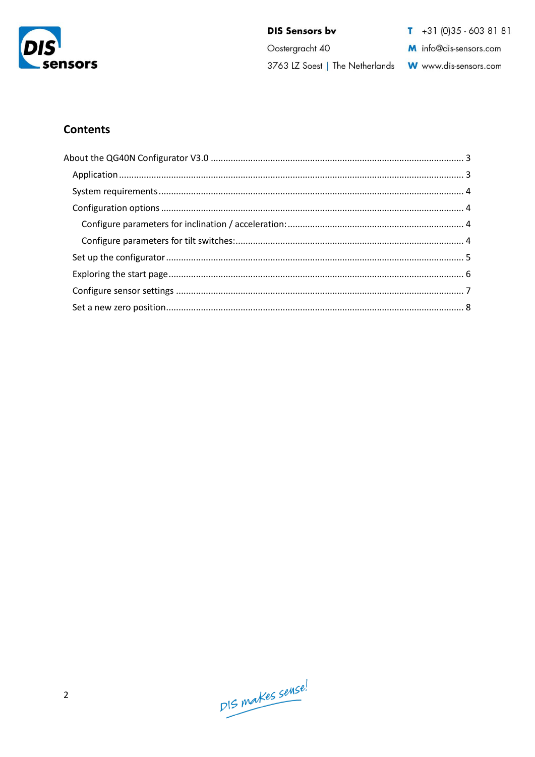## Contents

- About the QG40N Configurator V3.0 ........ 3
  - Application ........ 3
  - System requirements ........ 4
  - Configuration options ........ 4
    - Configure parameters for inclination / acceleration: ........ 4
    - Configure parameters for tilt switches: ........ 4
  - Set up the configurator ........ 5
  - Exploring the start page ........ 6
  - Configure sensor settings ........ 7
  - Set a new zero position ........ 8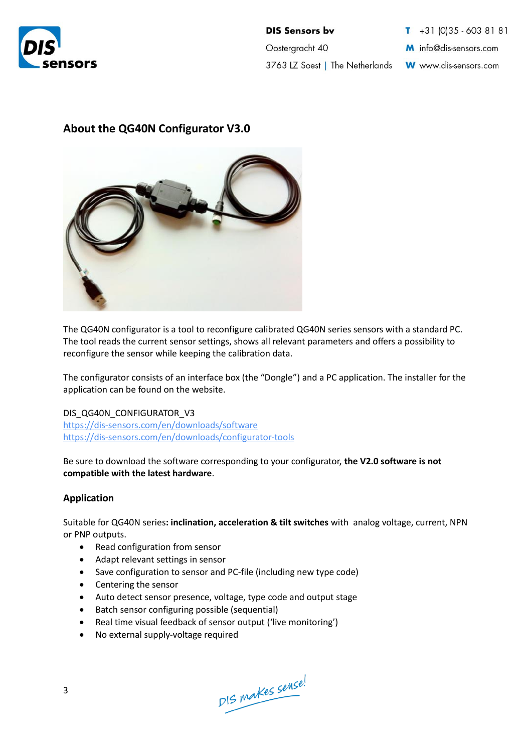## About the QG40N Configurator V3.0

The QG40N configurator is a tool to reconfigure calibrated QG40N series sensors with a standard PC. The tool reads the current sensor settings, shows all relevant parameters and offers a possibility to reconfigure the sensor while keeping the calibration data.

The configurator consists of an interface box (the "Dongle") and a PC application. The installer for the application can be found on the website.

DIS_QG40N_CONFIGURATOR_V3
https://dis-sensors.com/en/downloads/software
https://dis-sensors.com/en/downloads/configurator-tools

Be sure to download the software corresponding to your configurator, **the V2.0 software is not compatible with the latest hardware**.

### Application

Suitable for QG40N series**: inclination, acceleration & tilt switches** with analog voltage, current, NPN or PNP outputs.

- Read configuration from sensor
- Adapt relevant settings in sensor
- Save configuration to sensor and PC-file (including new type code)
- Centering the sensor
- Auto detect sensor presence, voltage, type code and output stage
- Batch sensor configuring possible (sequential)
- Real time visual feedback of sensor output ('live monitoring')
- No external supply-voltage required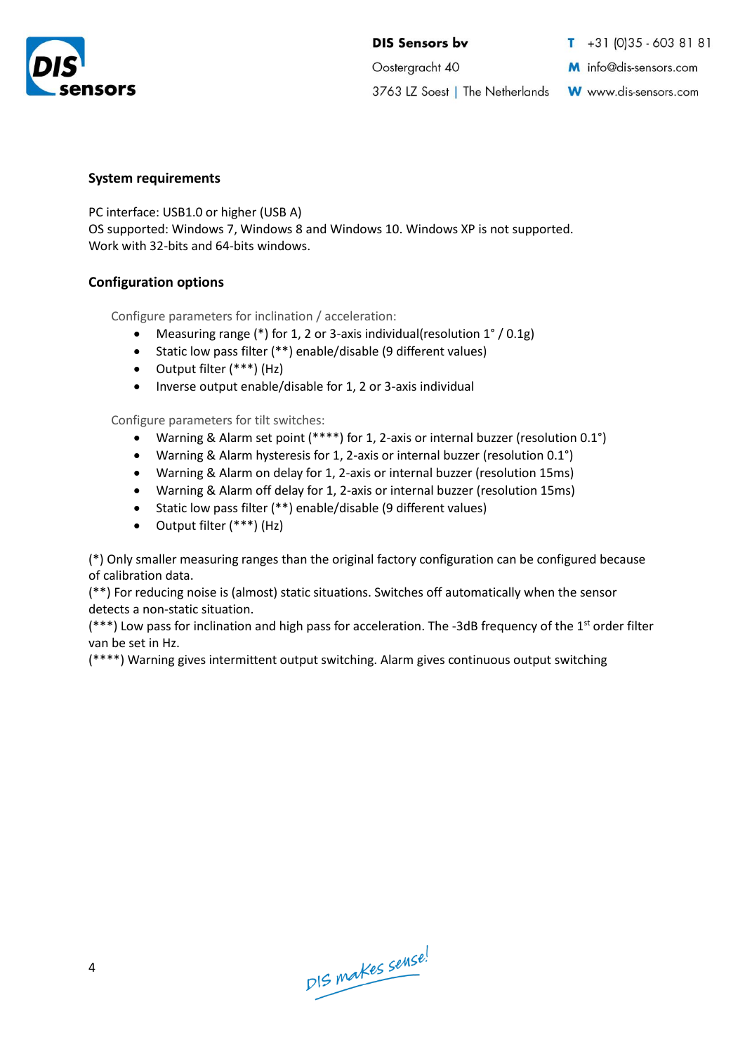## System requirements

PC interface: USB1.0 or higher (USB A)
OS supported: Windows 7, Windows 8 and Windows 10. Windows XP is not supported.
Work with 32-bits and 64-bits windows.

## Configuration options

Configure parameters for inclination / acceleration:

- Measuring range (*) for 1, 2 or 3-axis individual(resolution 1° / 0.1g)
- Static low pass filter (**) enable/disable (9 different values)
- Output filter (***) (Hz)
- Inverse output enable/disable for 1, 2 or 3-axis individual

Configure parameters for tilt switches:

- Warning & Alarm set point (****) for 1, 2-axis or internal buzzer (resolution 0.1°)
- Warning & Alarm hysteresis for 1, 2-axis or internal buzzer (resolution 0.1°)
- Warning & Alarm on delay for 1, 2-axis or internal buzzer (resolution 15ms)
- Warning & Alarm off delay for 1, 2-axis or internal buzzer (resolution 15ms)
- Static low pass filter (**) enable/disable (9 different values)
- Output filter (***) (Hz)

(*) Only smaller measuring ranges than the original factory configuration can be configured because of calibration data.
(**) For reducing noise is (almost) static situations. Switches off automatically when the sensor detects a non-static situation.
(***) Low pass for inclination and high pass for acceleration. The -3dB frequency of the 1st order filter van be set in Hz.
(****) Warning gives intermittent output switching. Alarm gives continuous output switching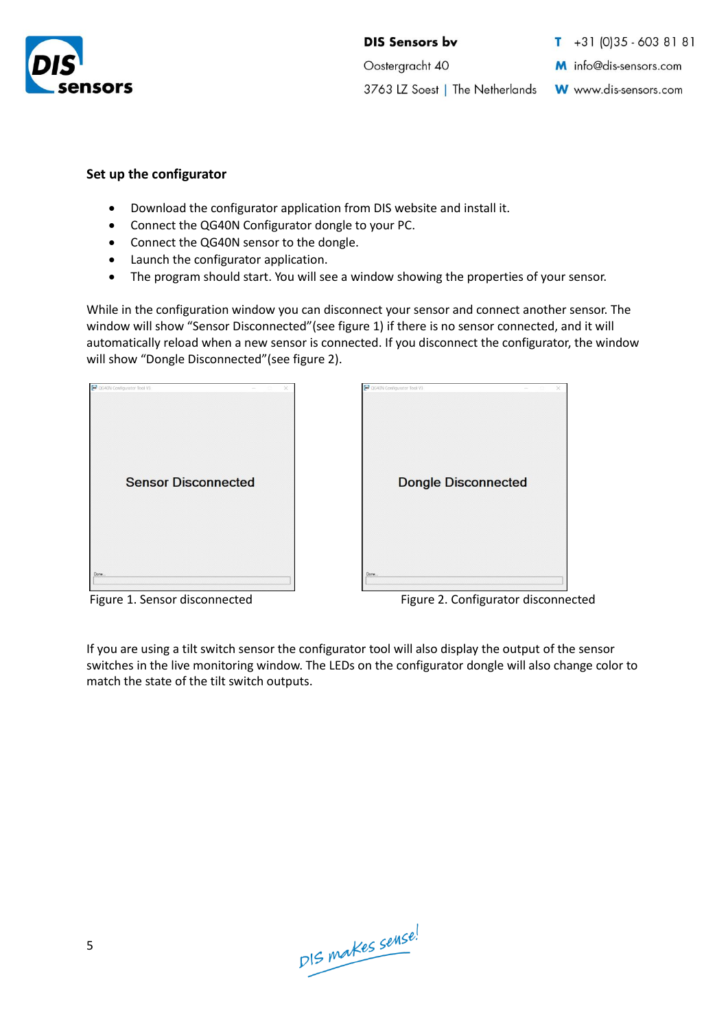**Set up the configurator**

- Download the configurator application from DIS website and install it.
- Connect the QG40N Configurator dongle to your PC.
- Connect the QG40N sensor to the dongle.
- Launch the configurator application.
- The program should start. You will see a window showing the properties of your sensor.

While in the configuration window you can disconnect your sensor and connect another sensor. The window will show “Sensor Disconnected”(see figure 1) if there is no sensor connected, and it will automatically reload when a new sensor is connected. If you disconnect the configurator, the window will show “Dongle Disconnected”(see figure 2).

Sensor Disconnected

Figure 1. Sensor disconnected

Dongle Disconnected

Figure 2. Configurator disconnected

If you are using a tilt switch sensor the configurator tool will also display the output of the sensor switches in the live monitoring window. The LEDs on the configurator dongle will also change color to match the state of the tilt switch outputs.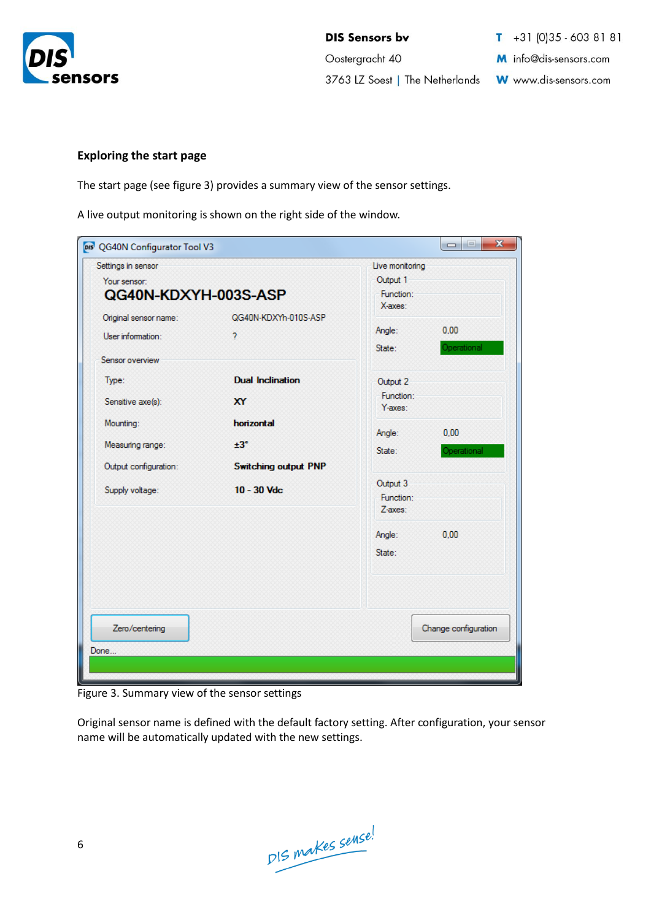## Exploring the start page

The start page (see figure 3) provides a summary view of the sensor settings.

A live output monitoring is shown on the right side of the window.

Figure 3. Summary view of the sensor settings

Original sensor name is defined with the default factory setting. After configuration, your sensor name will be automatically updated with the new settings.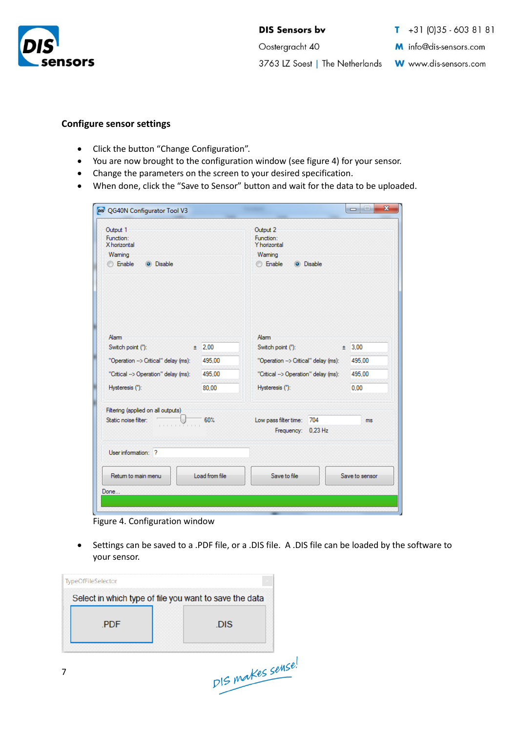**Configure sensor settings**

- Click the button "Change Configuration".
- You are now brought to the configuration window (see figure 4) for your sensor.
- Change the parameters on the screen to your desired specification.
- When done, click the "Save to Sensor" button and wait for the data to be uploaded.

Figure 4. Configuration window

- Settings can be saved to a .PDF file, or a .DIS file. A .DIS file can be loaded by the software to your sensor.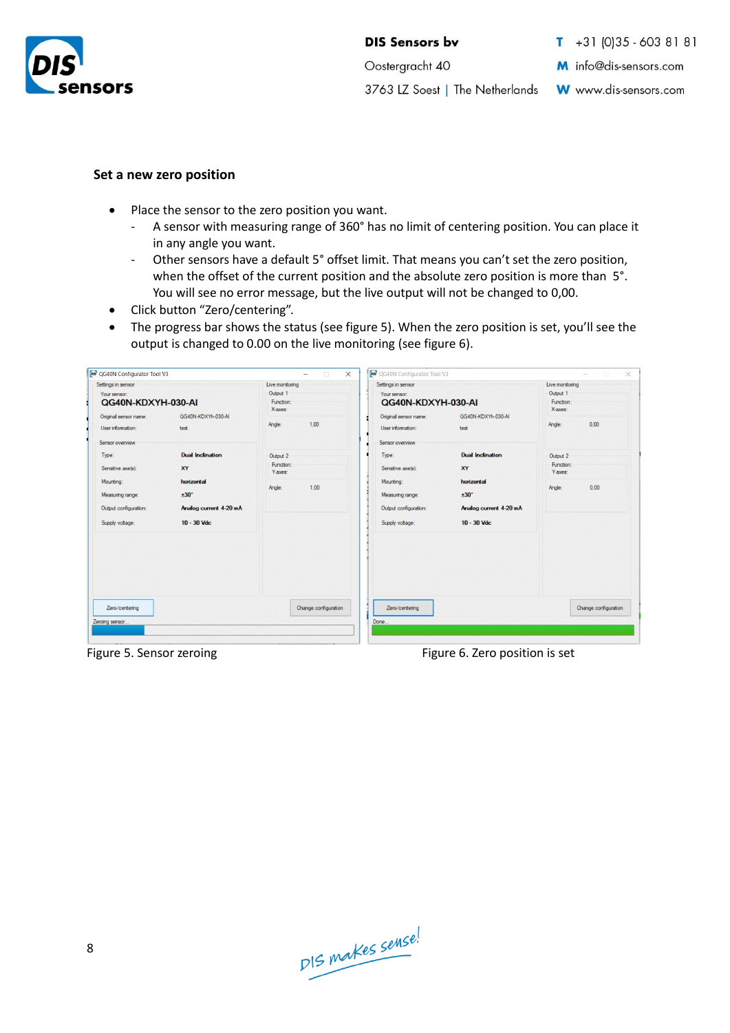### Set a new zero position

- Place the sensor to the zero position you want.
  - A sensor with measuring range of 360° has no limit of centering position. You can place it in any angle you want.
  - Other sensors have a default 5° offset limit. That means you can't set the zero position, when the offset of the current position and the absolute zero position is more than 5°. You will see no error message, but the live output will not be changed to 0,00.
- Click button "Zero/centering".
- The progress bar shows the status (see figure 5). When the zero position is set, you'll see the output is changed to 0.00 on the live monitoring (see figure 6).

Figure 5. Sensor zeroing

Figure 6. Zero position is set